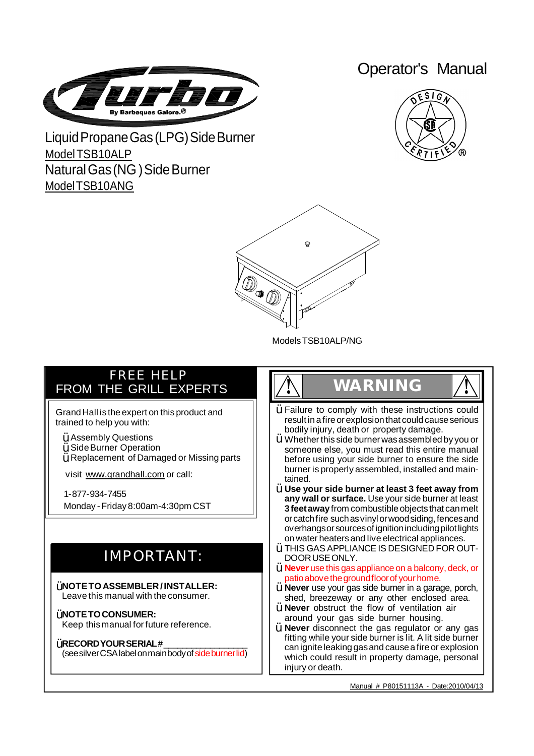# Operator's Manual

Turbo By Barbeques Galore.®

## Liquid Propane Gas (LPG) Side Burner

Model TSB10ALP

## Natural Gas (NG) Side Burner

Model TSB10ANG

Models TSB10ALP/NG

## FREE HELP FROM THE GRILL EXPERTS

Grand Hall is the expert on this product and trained to help you with:

- Assembly Questions
- Side Burner Operation
- Replacement of Damaged or Missing parts

visit www.grandhall.com or call:

1-877-934-7455

Monday - Friday 8:00am-4:30pm CST

## IMPORTANT:

- **NOTE TO ASSEMBLER / INSTALLER:** Leave this manual with the consumer.
- **NOTE TO CONSUMER:** Keep this manual for future reference.
- **RECORD YOUR SERIAL #** _______________ (see silver CSA label on main body of side burner lid)

## WARNING

- Failure to comply with these instructions could result in a fire or explosion that could cause serious bodily injury, death or property damage.
- Whether this side burner was assembled by you or someone else, you must read this entire manual before using your side burner to ensure the side burner is properly assembled, installed and maintained.
- **Use your side burner at least 3 feet away from any wall or surface.** Use your side burner at least **3 feet away** from combustible objects that can melt or catch fire such as vinyl or wood siding, fences and overhangs or sources of ignition including pilot lights on water heaters and live electrical appliances.
- THIS GAS APPLIANCE IS DESIGNED FOR OUTDOOR USE ONLY.
- **Never** use this gas appliance on a balcony, deck, or patio above the ground floor of your home.
- **Never** use your gas side burner in a garage, porch, shed, breezeway or any other enclosed area.
- **Never** obstruct the flow of ventilation air around your gas side burner housing.
- **Never** disconnect the gas regulator or any gas fitting while your side burner is lit. A lit side burner can ignite leaking gas and cause a fire or explosion which could result in property damage, personal injury or death.

Manual # P80151113A - Date:2010/04/13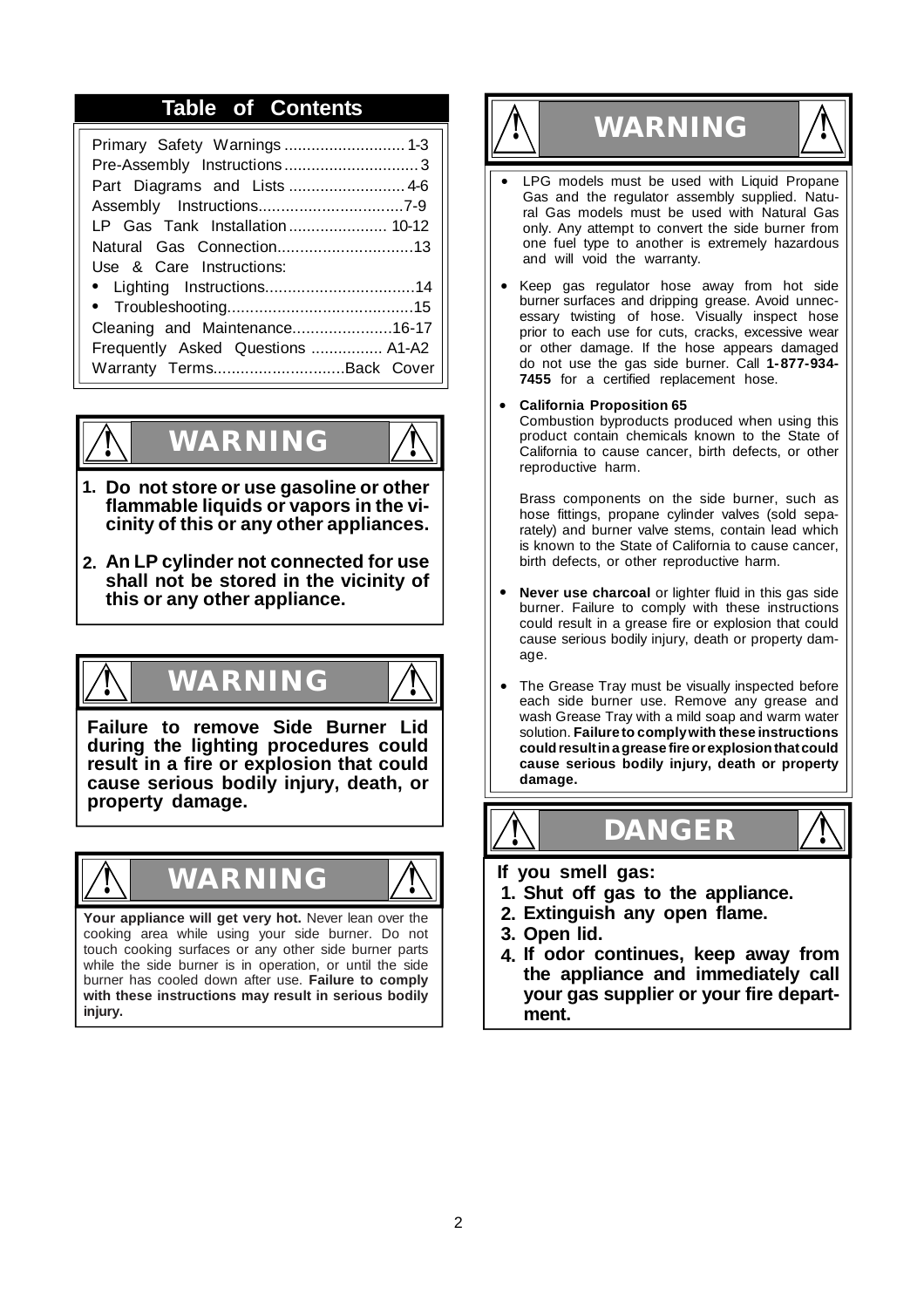## Table of Contents

| | |
|---|---|
| Primary Safety Warnings | 1-3 |
| Pre-Assembly Instructions | 3 |
| Part Diagrams and Lists | 4-6 |
| Assembly Instructions | 7-9 |
| LP Gas Tank Installation | 10-12 |
| Natural Gas Connection | 13 |
| Use & Care Instructions: | |
| • Lighting Instructions | 14 |
| • Troubleshooting | 15 |
| Cleaning and Maintenance | 16-17 |
| Frequently Asked Questions | A1-A2 |
| Warranty Terms | Back Cover |

## WARNING

1. **Do not store or use gasoline or other flammable liquids or vapors in the vicinity of this or any other appliances.**
2. **An LP cylinder not connected for use shall not be stored in the vicinity of this or any other appliance.**

## WARNING

**Failure to remove Side Burner Lid during the lighting procedures could result in a fire or explosion that could cause serious bodily injury, death, or property damage.**

## WARNING

**Your appliance will get very hot.** Never lean over the cooking area while using your side burner. Do not touch cooking surfaces or any other side burner parts while the side burner is in operation, or until the side burner has cooled down after use. **Failure to comply with these instructions may result in serious bodily injury.**

## WARNING

- LPG models must be used with Liquid Propane Gas and the regulator assembly supplied. Natural Gas models must be used with Natural Gas only. Any attempt to convert the side burner from one fuel type to another is extremely hazardous and will void the warranty.
- Keep gas regulator hose away from hot side burner surfaces and dripping grease. Avoid unnecessary twisting of hose. Visually inspect hose prior to each use for cuts, cracks, excessive wear or other damage. If the hose appears damaged do not use the gas side burner. Call **1-877-934-7455** for a certified replacement hose.
- **California Proposition 65**
  Combustion byproducts produced when using this product contain chemicals known to the State of California to cause cancer, birth defects, or other reproductive harm.

  Brass components on the side burner, such as hose fittings, propane cylinder valves (sold separately) and burner valve stems, contain lead which is known to the State of California to cause cancer, birth defects, or other reproductive harm.
- **Never use charcoal** or lighter fluid in this gas side burner. Failure to comply with these instructions could result in a grease fire or explosion that could cause serious bodily injury, death or property damage.
- The Grease Tray must be visually inspected before each side burner use. Remove any grease and wash Grease Tray with a mild soap and warm water solution. **Failure to comply with these instructions could result in a grease fire or explosion that could cause serious bodily injury, death or property damage.**

## DANGER

**If you smell gas:**

1. **Shut off gas to the appliance.**
2. **Extinguish any open flame.**
3. **Open lid.**
4. **If odor continues, keep away from the appliance and immediately call your gas supplier or your fire department.**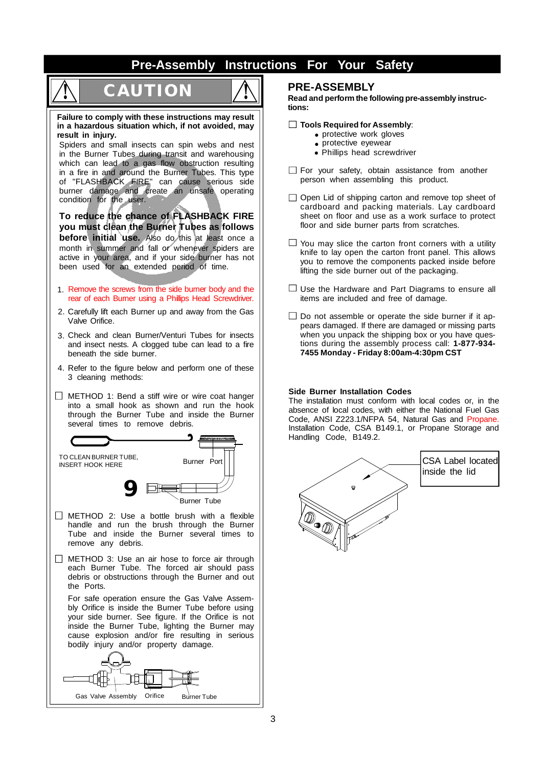# Pre-Assembly Instructions For Your Safety

## CAUTION

**Failure to comply with these instructions may result in a hazardous situation which, if not avoided, may result in injury.**

Spiders and small insects can spin webs and nest in the Burner Tubes during transit and warehousing which can lead to a gas flow obstruction resulting in a fire in and around the Burner Tubes. This type of "FLASHBACK FIRE" can cause serious side burner damage and create an unsafe operating condition for the user.

**To reduce the chance of FLASHBACK FIRE you must clean the Burner Tubes as follows before initial use.** Also do this at least once a month in summer and fall or whenever spiders are active in your area, and if your side burner has not been used for an extended period of time.

1. Remove the screws from the side burner body and the rear of each Burner using a Phillips Head Screwdriver.
2. Carefully lift each Burner up and away from the Gas Valve Orifice.
3. Check and clean Burner/Venturi Tubes for insects and insect nests. A clogged tube can lead to a fire beneath the side burner.
4. Refer to the figure below and perform one of these 3 cleaning methods:

☐ METHOD 1: Bend a stiff wire or wire coat hanger into a small hook as shown and run the hook through the Burner Tube and inside the Burner several times to remove debris.

TO CLEAN BURNER TUBE, INSERT HOOK HERE — Burner Port — Burner Tube

☐ METHOD 2: Use a bottle brush with a flexible handle and run the brush through the Burner Tube and inside the Burner several times to remove any debris.

☐ METHOD 3: Use an air hose to force air through each Burner Tube. The forced air should pass debris or obstructions through the Burner and out the Ports.

For safe operation ensure the Gas Valve Assembly Orifice is inside the Burner Tube before using your side burner. See figure. If the Orifice is not inside the Burner Tube, lighting the Burner may cause explosion and/or fire resulting in serious bodily injury and/or property damage.

Gas Valve Assembly — Orifice — Burner Tube

## PRE-ASSEMBLY

**Read and perform the following pre-assembly instructions:**

☐ **Tools Required for Assembly**:
- protective work gloves
- protective eyewear
- Phillips head screwdriver

☐ For your safety, obtain assistance from another person when assembling this product.

☐ Open Lid of shipping carton and remove top sheet of cardboard and packing materials. Lay cardboard sheet on floor and use as a work surface to protect floor and side burner parts from scratches.

☐ You may slice the carton front corners with a utility knife to lay open the carton front panel. This allows you to remove the components packed inside before lifting the side burner out of the packaging.

☐ Use the Hardware and Part Diagrams to ensure all items are included and free of damage.

☐ Do not assemble or operate the side burner if it appears damaged. If there are damaged or missing parts when you unpack the shipping box or you have questions during the assembly process call: **1-877-934-7455 Monday - Friday 8:00am-4:30pm CST**

### Side Burner Installation Codes

The installation must conform with local codes or, in the absence of local codes, with either the National Fuel Gas Code, ANSI Z223.1/NFPA 54, Natural Gas and Propane. Installation Code, CSA B149.1, or Propane Storage and Handling Code, B149.2.

CSA Label located inside the lid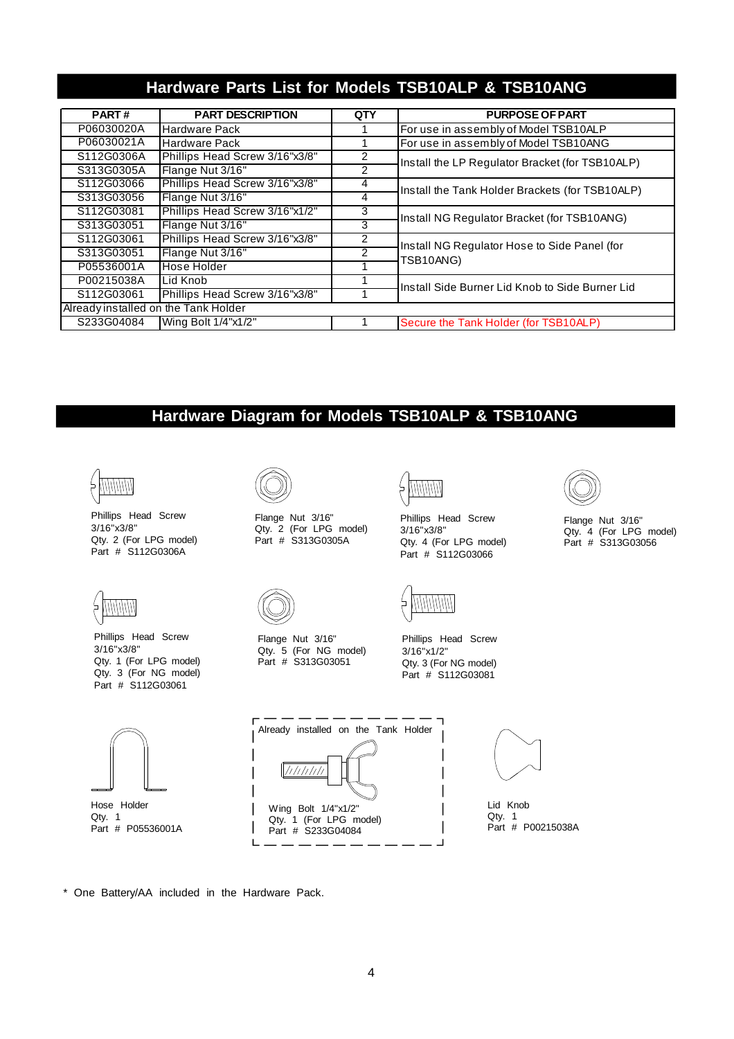# Hardware Parts List for Models TSB10ALP & TSB10ANG

| PART # | PART DESCRIPTION | QTY | PURPOSE OF PART |
|---|---|---|---|
| P06030020A | Hardware Pack | 1 | For use in assembly of Model TSB10ALP |
| P06030021A | Hardware Pack | 1 | For use in assembly of Model TSB10ANG |
| S112G0306A | Phillips Head Screw 3/16"x3/8" | 2 | Install the LP Regulator Bracket (for TSB10ALP) |
| S313G0305A | Flange Nut 3/16" | 2 | |
| S112G03066 | Phillips Head Screw 3/16"x3/8" | 4 | Install the Tank Holder Brackets (for TSB10ALP) |
| S313G03056 | Flange Nut 3/16" | 4 | |
| S112G03081 | Phillips Head Screw 3/16"x1/2" | 3 | Install NG Regulator Bracket (for TSB10ANG) |
| S313G03051 | Flange Nut 3/16" | 3 | |
| S112G03061 | Phillips Head Screw 3/16"x3/8" | 2 | Install NG Regulator Hose to Side Panel (for TSB10ANG) |
| S313G03051 | Flange Nut 3/16" | 2 | |
| P05536001A | Hose Holder | 1 | |
| P00215038A | Lid Knob | 1 | Install Side Burner Lid Knob to Side Burner Lid |
| S112G03061 | Phillips Head Screw 3/16"x3/8" | 1 | |
| Already installed on the Tank Holder | | | |
| S233G04084 | Wing Bolt 1/4"x1/2" | 1 | Secure the Tank Holder (for TSB10ALP) |

# Hardware Diagram for Models TSB10ALP & TSB10ANG

Phillips Head Screw 3/16"x3/8"
Qty. 2 (For LPG model)
Part # S112G0306A

Flange Nut 3/16"
Qty. 2 (For LPG model)
Part # S313G0305A

Phillips Head Screw 3/16"x3/8"
Qty. 4 (For LPG model)
Part # S112G03066

Flange Nut 3/16"
Qty. 4 (For LPG model)
Part # S313G03056

Phillips Head Screw 3/16"x3/8"
Qty. 1 (For LPG model)
Qty. 3 (For NG model)
Part # S112G03061

Flange Nut 3/16"
Qty. 5 (For NG model)
Part # S313G03051

Phillips Head Screw 3/16"x1/2"
Qty. 3 (For NG model)
Part # S112G03081

Hose Holder
Qty. 1
Part # P05536001A

Already installed on the Tank Holder

Wing Bolt 1/4"x1/2"
Qty. 1 (For LPG model)
Part # S233G04084

Lid Knob
Qty. 1
Part # P00215038A

* One Battery/AA included in the Hardware Pack.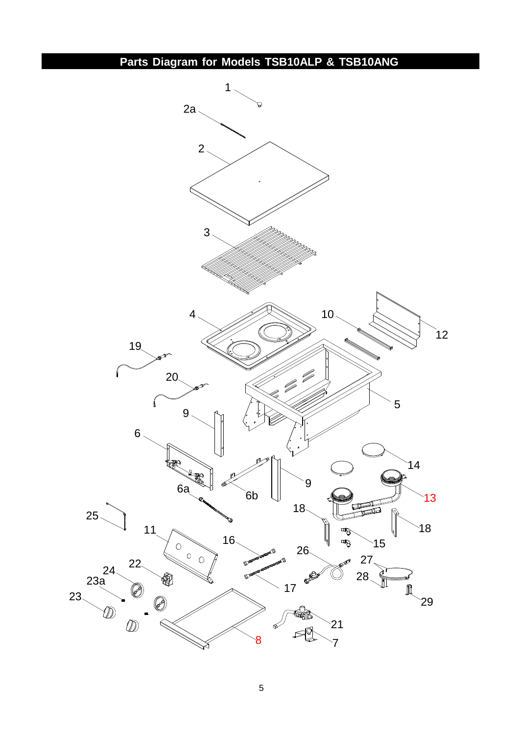## Parts Diagram for Models TSB10ALP & TSB10ANG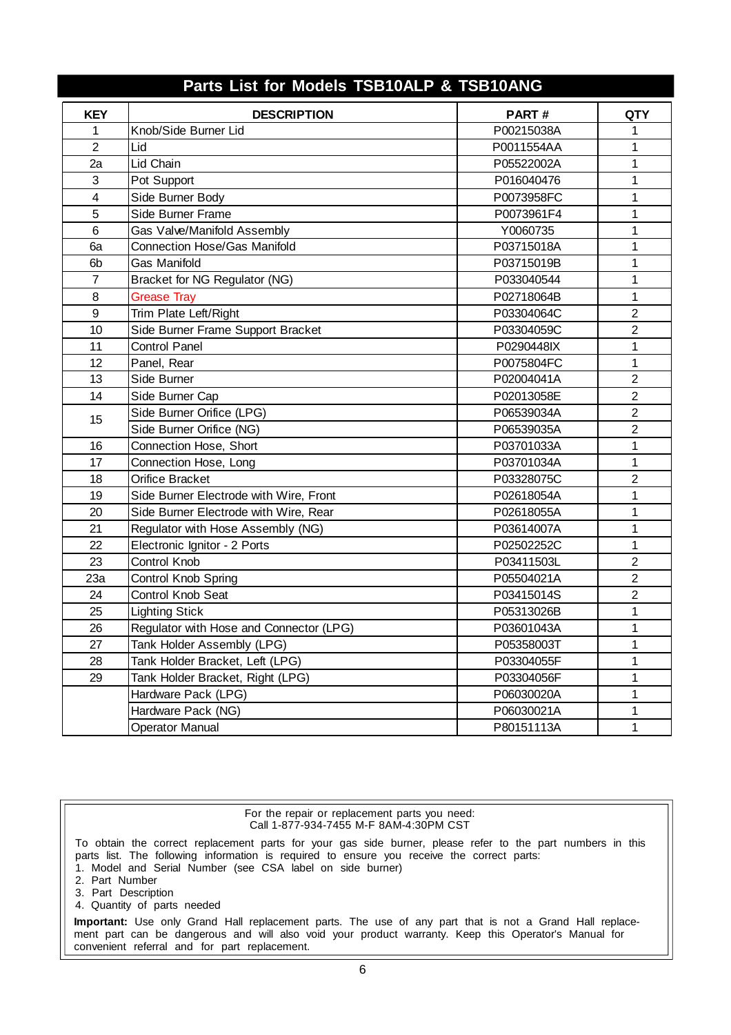## Parts List for Models TSB10ALP & TSB10ANG

| KEY | DESCRIPTION | PART # | QTY |
|---|---|---|---|
| 1 | Knob/Side Burner Lid | P00215038A | 1 |
| 2 | Lid | P0011554AA | 1 |
| 2a | Lid Chain | P05522002A | 1 |
| 3 | Pot Support | P016040476 | 1 |
| 4 | Side Burner Body | P0073958FC | 1 |
| 5 | Side Burner Frame | P0073961F4 | 1 |
| 6 | Gas Valve/Manifold Assembly | Y0060735 | 1 |
| 6a | Connection Hose/Gas Manifold | P03715018A | 1 |
| 6b | Gas Manifold | P03715019B | 1 |
| 7 | Bracket for NG Regulator (NG) | P033040544 | 1 |
| 8 | Grease Tray | P02718064B | 1 |
| 9 | Trim Plate Left/Right | P03304064C | 2 |
| 10 | Side Burner Frame Support Bracket | P03304059C | 2 |
| 11 | Control Panel | P0290448IX | 1 |
| 12 | Panel, Rear | P0075804FC | 1 |
| 13 | Side Burner | P02004041A | 2 |
| 14 | Side Burner Cap | P02013058E | 2 |
| 15 | Side Burner Orifice (LPG) | P06539034A | 2 |
| | Side Burner Orifice (NG) | P06539035A | 2 |
| 16 | Connection Hose, Short | P03701033A | 1 |
| 17 | Connection Hose, Long | P03701034A | 1 |
| 18 | Orifice Bracket | P03328075C | 2 |
| 19 | Side Burner Electrode with Wire, Front | P02618054A | 1 |
| 20 | Side Burner Electrode with Wire, Rear | P02618055A | 1 |
| 21 | Regulator with Hose Assembly (NG) | P03614007A | 1 |
| 22 | Electronic Ignitor - 2 Ports | P02502252C | 1 |
| 23 | Control Knob | P03411503L | 2 |
| 23a | Control Knob Spring | P05504021A | 2 |
| 24 | Control Knob Seat | P03415014S | 2 |
| 25 | Lighting Stick | P05313026B | 1 |
| 26 | Regulator with Hose and Connector (LPG) | P03601043A | 1 |
| 27 | Tank Holder Assembly (LPG) | P05358003T | 1 |
| 28 | Tank Holder Bracket, Left (LPG) | P03304055F | 1 |
| 29 | Tank Holder Bracket, Right (LPG) | P03304056F | 1 |
| | Hardware Pack (LPG) | P06030020A | 1 |
| | Hardware Pack (NG) | P06030021A | 1 |
| | Operator Manual | P80151113A | 1 |

For the repair or replacement parts you need:
Call 1-877-934-7455 M-F 8AM-4:30PM CST

To obtain the correct replacement parts for your gas side burner, please refer to the part numbers in this parts list. The following information is required to ensure you receive the correct parts:

1. Model and Serial Number (see CSA label on side burner)
2. Part Number
3. Part Description
4. Quantity of parts needed

**Important:** Use only Grand Hall replacement parts. The use of any part that is not a Grand Hall replacement part can be dangerous and will also void your product warranty. Keep this Operator's Manual for convenient referral and for part replacement.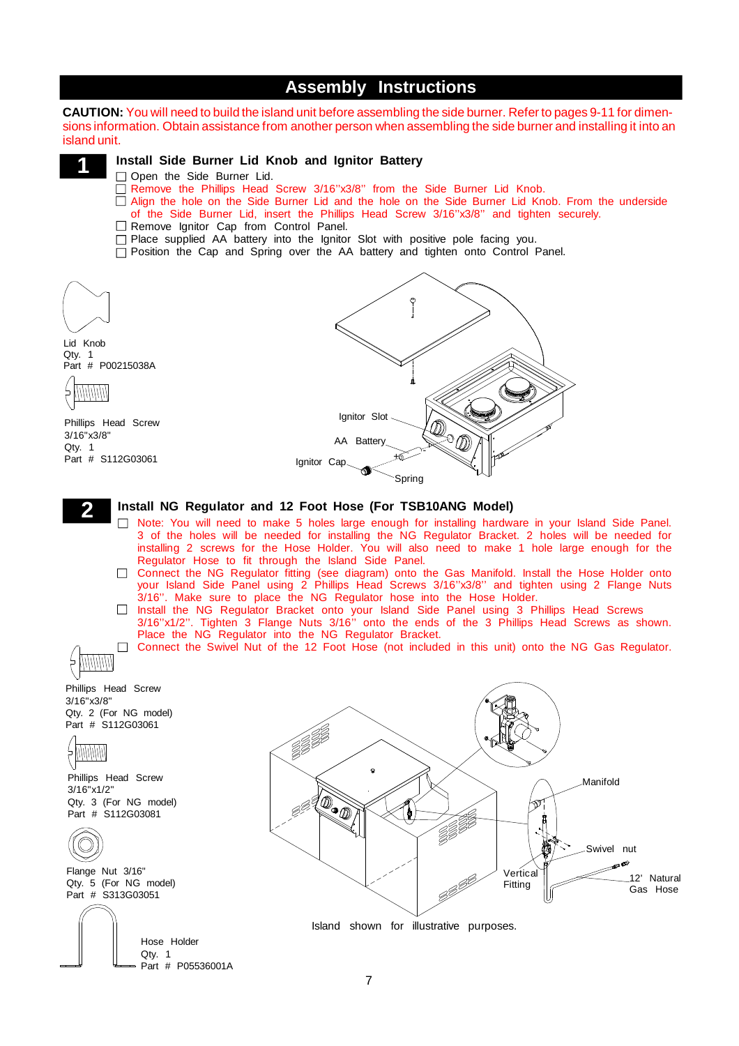# Assembly Instructions

**CAUTION:** You will need to build the island unit before assembling the side burner. Refer to pages 9-11 for dimensions information. Obtain assistance from another person when assembling the side burner and installing it into an island unit.

## 1 Install Side Burner Lid Knob and Ignitor Battery

- ☐ Open the Side Burner Lid.
- ☐ Remove the Phillips Head Screw 3/16"x3/8" from the Side Burner Lid Knob.
- ☐ Align the hole on the Side Burner Lid and the hole on the Side Burner Lid Knob. From the underside of the Side Burner Lid, insert the Phillips Head Screw 3/16"x3/8" and tighten securely.
- ☐ Remove Ignitor Cap from Control Panel.
- ☐ Place supplied AA battery into the Ignitor Slot with positive pole facing you.
- ☐ Position the Cap and Spring over the AA battery and tighten onto Control Panel.

Lid Knob
Qty. 1
Part # P00215038A

Phillips Head Screw
3/16"x3/8"
Qty. 1
Part # S112G03061

Ignitor Slot
AA Battery
Ignitor Cap
Spring

## 2 Install NG Regulator and 12 Foot Hose (For TSB10ANG Model)

- ☐ Note: You will need to make 5 holes large enough for installing hardware in your Island Side Panel. 3 of the holes will be needed for installing the NG Regulator Bracket. 2 holes will be needed for installing 2 screws for the Hose Holder. You will also need to make 1 hole large enough for the Regulator Hose to fit through the Island Side Panel.
- ☐ Connect the NG Regulator fitting (see diagram) onto the Gas Manifold. Install the Hose Holder onto your Island Side Panel using 2 Phillips Head Screws 3/16"x3/8" and tighten using 2 Flange Nuts 3/16". Make sure to place the NG Regulator hose into the Hose Holder.
- ☐ Install the NG Regulator Bracket onto your Island Side Panel using 3 Phillips Head Screws 3/16"x1/2". Tighten 3 Flange Nuts 3/16" onto the ends of the 3 Phillips Head Screws as shown. Place the NG Regulator into the NG Regulator Bracket.
- ☐ Connect the Swivel Nut of the 12 Foot Hose (not included in this unit) onto the NG Gas Regulator.

Phillips Head Screw
3/16"x3/8"
Qty. 2 (For NG model)
Part # S112G03061

Phillips Head Screw
3/16"x1/2"
Qty. 3 (For NG model)
Part # S112G03081

Flange Nut 3/16"
Qty. 5 (For NG model)
Part # S313G03051

Hose Holder
Qty. 1
Part # P05536001A

Manifold
Swivel nut
Vertical Fitting
12' Natural Gas Hose

Island shown for illustrative purposes.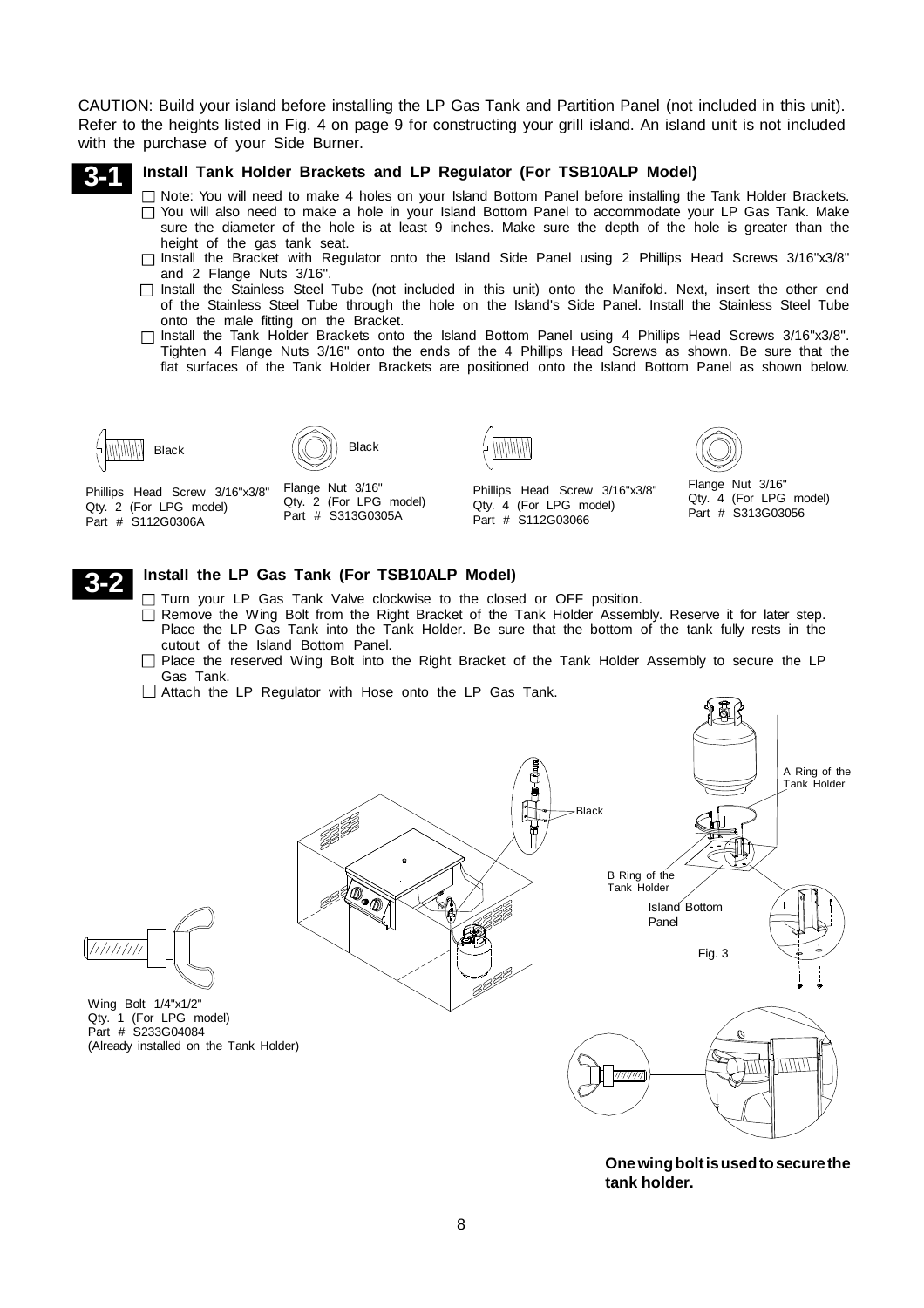CAUTION: Build your island before installing the LP Gas Tank and Partition Panel (not included in this unit). Refer to the heights listed in Fig. 4 on page 9 for constructing your grill island. An island unit is not included with the purchase of your Side Burner.

## 3-1 Install Tank Holder Brackets and LP Regulator (For TSB10ALP Model)

- ☐ Note: You will need to make 4 holes on your Island Bottom Panel before installing the Tank Holder Brackets.
- ☐ You will also need to make a hole in your Island Bottom Panel to accommodate your LP Gas Tank. Make sure the diameter of the hole is at least 9 inches. Make sure the depth of the hole is greater than the height of the gas tank seat.
- ☐ Install the Bracket with Regulator onto the Island Side Panel using 2 Phillips Head Screws 3/16"x3/8" and 2 Flange Nuts 3/16".
- ☐ Install the Stainless Steel Tube (not included in this unit) onto the Manifold. Next, insert the other end of the Stainless Steel Tube through the hole on the Island's Side Panel. Install the Stainless Steel Tube onto the male fitting on the Bracket.
- ☐ Install the Tank Holder Brackets onto the Island Bottom Panel using 4 Phillips Head Screws 3/16"x3/8". Tighten 4 Flange Nuts 3/16" onto the ends of the 4 Phillips Head Screws as shown. Be sure that the flat surfaces of the Tank Holder Brackets are positioned onto the Island Bottom Panel as shown below.

Black
Phillips Head Screw 3/16"x3/8"
Qty. 2 (For LPG model)
Part # S112G0306A

Black
Flange Nut 3/16"
Qty. 2 (For LPG model)
Part # S313G0305A

Phillips Head Screw 3/16"x3/8"
Qty. 4 (For LPG model)
Part # S112G03066

Flange Nut 3/16"
Qty. 4 (For LPG model)
Part # S313G03056

## 3-2 Install the LP Gas Tank (For TSB10ALP Model)

- ☐ Turn your LP Gas Tank Valve clockwise to the closed or OFF position.
- ☐ Remove the Wing Bolt from the Right Bracket of the Tank Holder Assembly. Reserve it for later step. Place the LP Gas Tank into the Tank Holder. Be sure that the bottom of the tank fully rests in the cutout of the Island Bottom Panel.
- ☐ Place the reserved Wing Bolt into the Right Bracket of the Tank Holder Assembly to secure the LP Gas Tank.
- ☐ Attach the LP Regulator with Hose onto the LP Gas Tank.

Black

A Ring of the Tank Holder

B Ring of the Tank Holder

Island Bottom Panel

Fig. 3

Wing Bolt 1/4"x1/2"
Qty. 1 (For LPG model)
Part # S233G04084
(Already installed on the Tank Holder)

**One wing bolt is used to secure the tank holder.**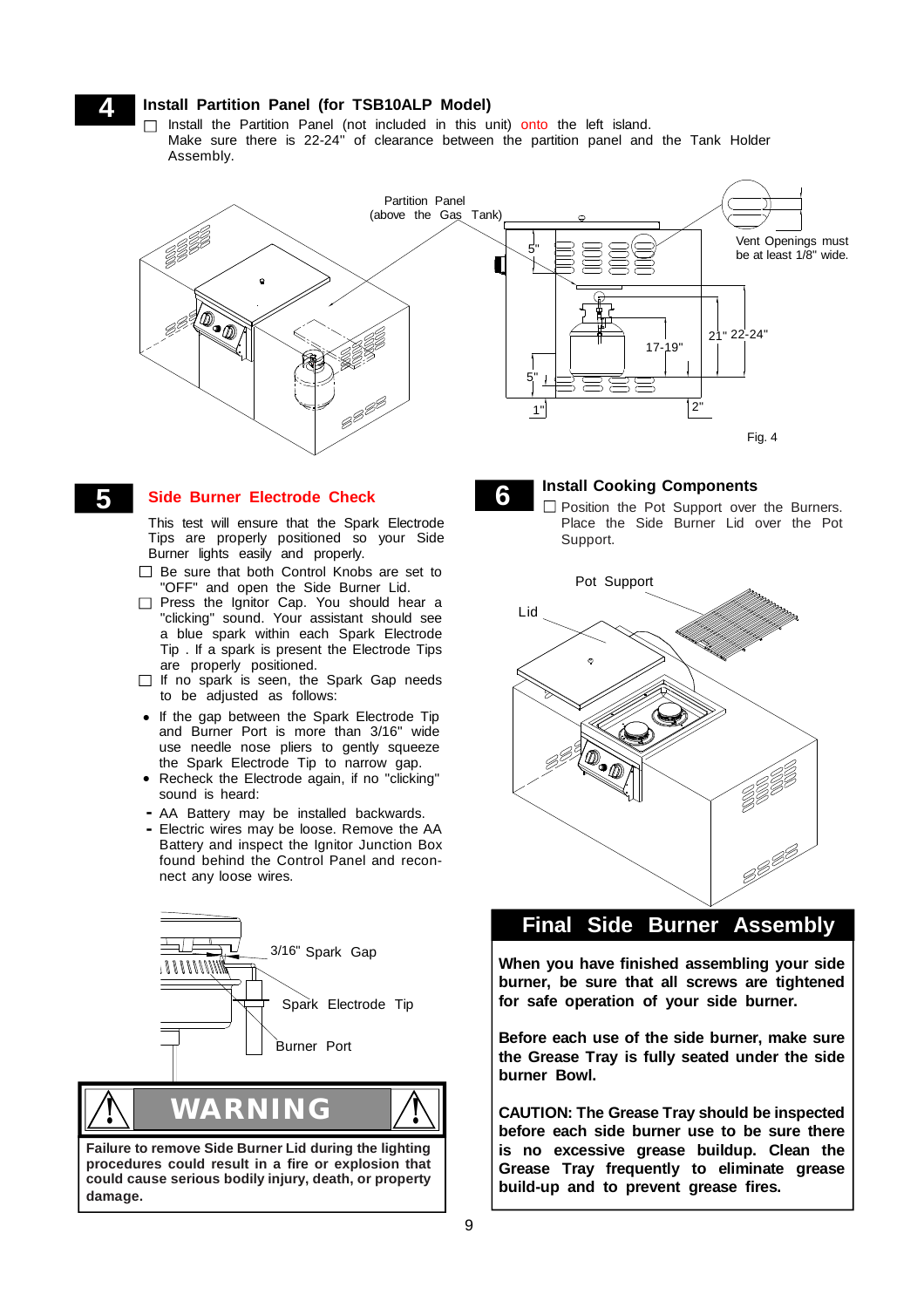## 4 Install Partition Panel (for TSB10ALP Model)

- ☐ Install the Partition Panel (not included in this unit) onto the left island. Make sure there is 22-24" of clearance between the partition panel and the Tank Holder Assembly.

Partition Panel (above the Gas Tank)

Vent Openings must be at least 1/8" wide.

5" 5" 1" 2" 17-19" 21" 22-24"

Fig. 4

## 5 Side Burner Electrode Check

This test will ensure that the Spark Electrode Tips are properly positioned so your Side Burner lights easily and properly.

- ☐ Be sure that both Control Knobs are set to "OFF" and open the Side Burner Lid.
- ☐ Press the Ignitor Cap. You should hear a "clicking" sound. Your assistant should see a blue spark within each Spark Electrode Tip . If a spark is present the Electrode Tips are properly positioned.
- ☐ If no spark is seen, the Spark Gap needs to be adjusted as follows:
  - If the gap between the Spark Electrode Tip and Burner Port is more than 3/16" wide use needle nose pliers to gently squeeze the Spark Electrode Tip to narrow gap.
  - Recheck the Electrode again, if no "clicking" sound is heard:
    - AA Battery may be installed backwards.
    - Electric wires may be loose. Remove the AA Battery and inspect the Ignitor Junction Box found behind the Control Panel and reconnect any loose wires.

3/16" Spark Gap

Spark Electrode Tip

Burner Port

### ⚠ WARNING ⚠

**Failure to remove Side Burner Lid during the lighting procedures could result in a fire or explosion that could cause serious bodily injury, death, or property damage.**

## 6 Install Cooking Components

- ☐ Position the Pot Support over the Burners. Place the Side Burner Lid over the Pot Support.

Pot Support

Lid

## Final Side Burner Assembly

**When you have finished assembling your side burner, be sure that all screws are tightened for safe operation of your side burner.**

**Before each use of the side burner, make sure the Grease Tray is fully seated under the side burner Bowl.**

**CAUTION: The Grease Tray should be inspected before each side burner use to be sure there is no excessive grease buildup. Clean the Grease Tray frequently to eliminate grease build-up and to prevent grease fires.**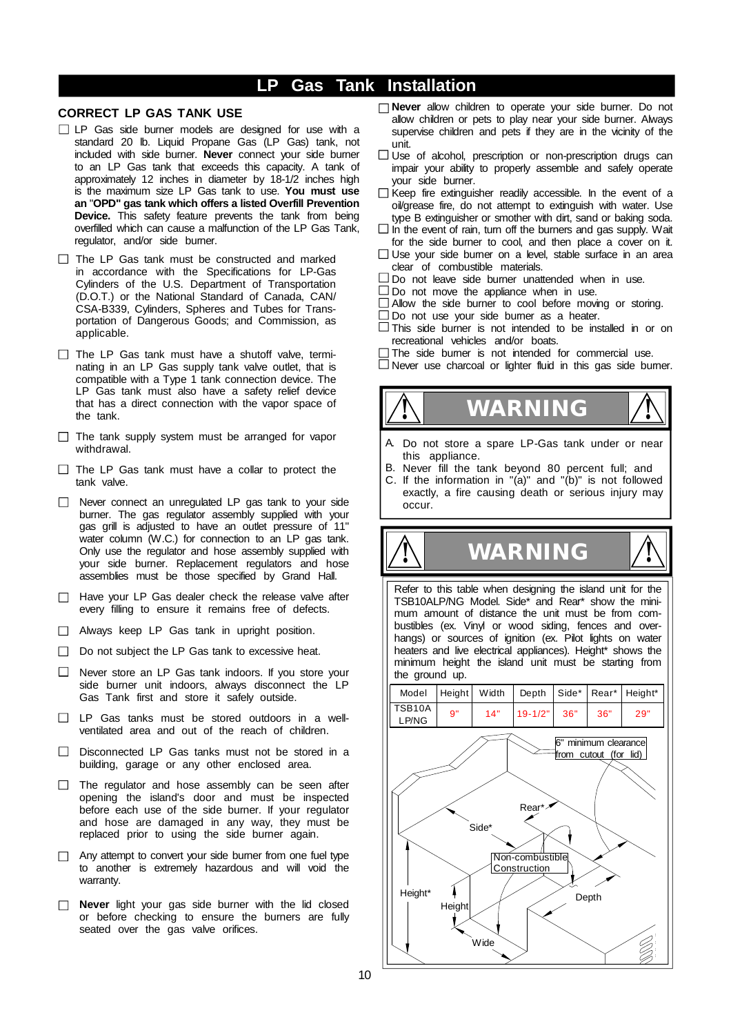# LP Gas Tank Installation

## CORRECT LP GAS TANK USE

- ☐ LP Gas side burner models are designed for use with a standard 20 lb. Liquid Propane Gas (LP Gas) tank, not included with side burner. **Never** connect your side burner to an LP Gas tank that exceeds this capacity. A tank of approximately 12 inches in diameter by 18-1/2 inches high is the maximum size LP Gas tank to use. **You must use an "OPD" gas tank which offers a listed Overfill Prevention Device.** This safety feature prevents the tank from being overfilled which can cause a malfunction of the LP Gas Tank, regulator, and/or side burner.
- ☐ The LP Gas tank must be constructed and marked in accordance with the Specifications for LP-Gas Cylinders of the U.S. Department of Transportation (D.O.T.) or the National Standard of Canada, CAN/ CSA-B339, Cylinders, Spheres and Tubes for Transportation of Dangerous Goods; and Commission, as applicable.
- ☐ The LP Gas tank must have a shutoff valve, terminating in an LP Gas supply tank valve outlet, that is compatible with a Type 1 tank connection device. The LP Gas tank must also have a safety relief device that has a direct connection with the vapor space of the tank.
- ☐ The tank supply system must be arranged for vapor withdrawal.
- ☐ The LP Gas tank must have a collar to protect the tank valve.
- ☐ Never connect an unregulated LP gas tank to your side burner. The gas regulator assembly supplied with your gas grill is adjusted to have an outlet pressure of 11" water column (W.C.) for connection to an LP gas tank. Only use the regulator and hose assembly supplied with your side burner. Replacement regulators and hose assemblies must be those specified by Grand Hall.
- ☐ Have your LP Gas dealer check the release valve after every filling to ensure it remains free of defects.
- ☐ Always keep LP Gas tank in upright position.
- ☐ Do not subject the LP Gas tank to excessive heat.
- ☐ Never store an LP Gas tank indoors. If you store your side burner unit indoors, always disconnect the LP Gas Tank first and store it safely outside.
- ☐ LP Gas tanks must be stored outdoors in a well-ventilated area and out of the reach of children.
- ☐ Disconnected LP Gas tanks must not be stored in a building, garage or any other enclosed area.
- ☐ The regulator and hose assembly can be seen after opening the island's door and must be inspected before each use of the side burner. If your regulator and hose are damaged in any way, they must be replaced prior to using the side burner again.
- ☐ Any attempt to convert your side burner from one fuel type to another is extremely hazardous and will void the warranty.
- ☐ **Never** light your gas side burner with the lid closed or before checking to ensure the burners are fully seated over the gas valve orifices.
- ☐ **Never** allow children to operate your side burner. Do not allow children or pets to play near your side burner. Always supervise children and pets if they are in the vicinity of the unit.
- ☐ Use of alcohol, prescription or non-prescription drugs can impair your ability to properly assemble and safely operate your side burner.
- ☐ Keep fire extinguisher readily accessible. In the event of a oil/grease fire, do not attempt to extinguish with water. Use type B extinguisher or smother with dirt, sand or baking soda.
- ☐ In the event of rain, turn off the burners and gas supply. Wait for the side burner to cool, and then place a cover on it.
- ☐ Use your side burner on a level, stable surface in an area clear of combustible materials.
- ☐ Do not leave side burner unattended when in use.
- ☐ Do not move the appliance when in use.
- ☐ Allow the side burner to cool before moving or storing.
- ☐ Do not use your side burner as a heater.
- ☐ This side burner is not intended to be installed in or on recreational vehicles and/or boats.
- ☐ The side burner is not intended for commercial use.
- ☐ Never use charcoal or lighter fluid in this gas side burner.

## WARNING

A. Do not store a spare LP-Gas tank under or near this appliance.
B. Never fill the tank beyond 80 percent full; and
C. If the information in "(a)" and "(b)" is not followed exactly, a fire causing death or serious injury may occur.

## WARNING

Refer to this table when designing the island unit for the TSB10ALP/NG Model. Side* and Rear* show the minimum amount of distance the unit must be from combustibles (ex. Vinyl or wood siding, fences and overhangs) or sources of ignition (ex. Pilot lights on water heaters and live electrical appliances). Height* shows the minimum height the island unit must be starting from the ground up.

| Model | Height | Width | Depth | Side* | Rear* | Height* |
|---|---|---|---|---|---|---|
| TSB10A LP/NG | 9" | 14" | 19-1/2" | 36" | 36" | 29" |

6" minimum clearance from cutout (for lid)

Rear*

Side*

Non-combustible Construction

Height*

Height

Depth

Wide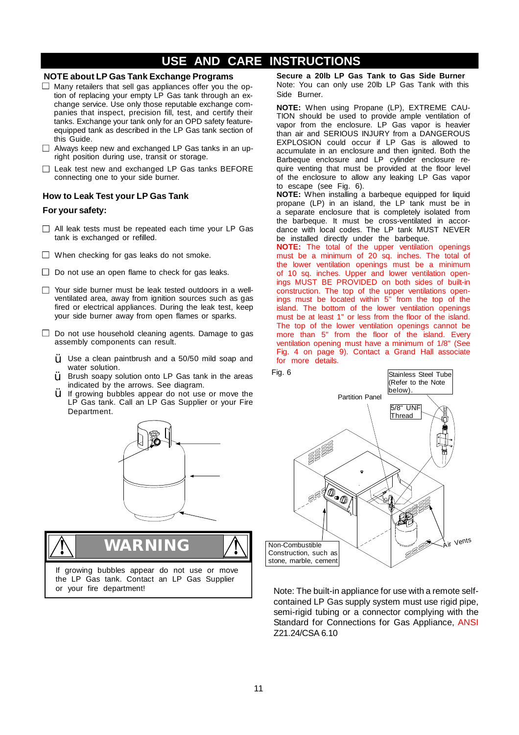# USE AND CARE INSTRUCTIONS

## NOTE about LP Gas Tank Exchange Programs

- ☐ Many retailers that sell gas appliances offer you the option of replacing your empty LP Gas tank through an exchange service. Use only those reputable exchange companies that inspect, precision fill, test, and certify their tanks. Exchange your tank only for an OPD safety feature-equipped tank as described in the LP Gas tank section of this Guide.
- ☐ Always keep new and exchanged LP Gas tanks in an upright position during use, transit or storage.
- ☐ Leak test new and exchanged LP Gas tanks BEFORE connecting one to your side burner.

## How to Leak Test your LP Gas Tank

### For your safety:

- ☐ All leak tests must be repeated each time your LP Gas tank is exchanged or refilled.
- ☐ When checking for gas leaks do not smoke.
- ☐ Do not use an open flame to check for gas leaks.
- ☐ Your side burner must be leak tested outdoors in a well-ventilated area, away from ignition sources such as gas fired or electrical appliances. During the leak test, keep your side burner away from open flames or sparks.
- ☐ Do not use household cleaning agents. Damage to gas assembly components can result.
  - ü Use a clean paintbrush and a 50/50 mild soap and water solution.
  - ü Brush soapy solution onto LP Gas tank in the areas indicated by the arrows. See diagram.
  - ü If growing bubbles appear do not use or move the LP Gas tank. Call an LP Gas Supplier or your Fire Department.

**WARNING**

If growing bubbles appear do not use or move the LP Gas tank. Contact an LP Gas Supplier or your fire department!

## Secure a 20lb LP Gas Tank to Gas Side Burner

Note: You can only use 20lb LP Gas Tank with this Side Burner.

**NOTE:** When using Propane (LP), EXTREME CAUTION should be used to provide ample ventilation of vapor from the enclosure. LP Gas vapor is heavier than air and SERIOUS INJURY from a DANGEROUS EXPLOSION could occur if LP Gas is allowed to accumulate in an enclosure and then ignited. Both the Barbeque enclosure and LP cylinder enclosure require venting that must be provided at the floor level of the enclosure to allow any leaking LP Gas vapor to escape (see Fig. 6).

**NOTE:** When installing a barbeque equipped for liquid propane (LP) in an island, the LP tank must be in a separate enclosure that is completely isolated from the barbeque. It must be cross-ventilated in accordance with local codes. The LP tank MUST NEVER be installed directly under the barbeque.

**NOTE:** The total of the upper ventilation openings must be a minimum of 20 sq. inches. The total of the lower ventilation openings must be a minimum of 10 sq. inches. Upper and lower ventilation openings MUST BE PROVIDED on both sides of built-in construction. The top of the upper ventilations openings must be located within 5" from the top of the island. The bottom of the lower ventilation openings must be at least 1" or less from the floor of the island. The top of the lower ventilation openings cannot be more than 5" from the floor of the island. Every ventilation opening must have a minimum of 1/8" (See Fig. 4 on page 9). Contact a Grand Hall associate for more details.

Fig. 6

Stainless Steel Tube (Refer to the Note below).
Partition Panel
5/8" UNF Thread
Non-Combustible Construction, such as stone, marble, cement
Air Vents

Note: The built-in appliance for use with a remote self-contained LP Gas supply system must use rigid pipe, semi-rigid tubing or a connector complying with the Standard for Connections for Gas Appliance, ANSI Z21.24/CSA 6.10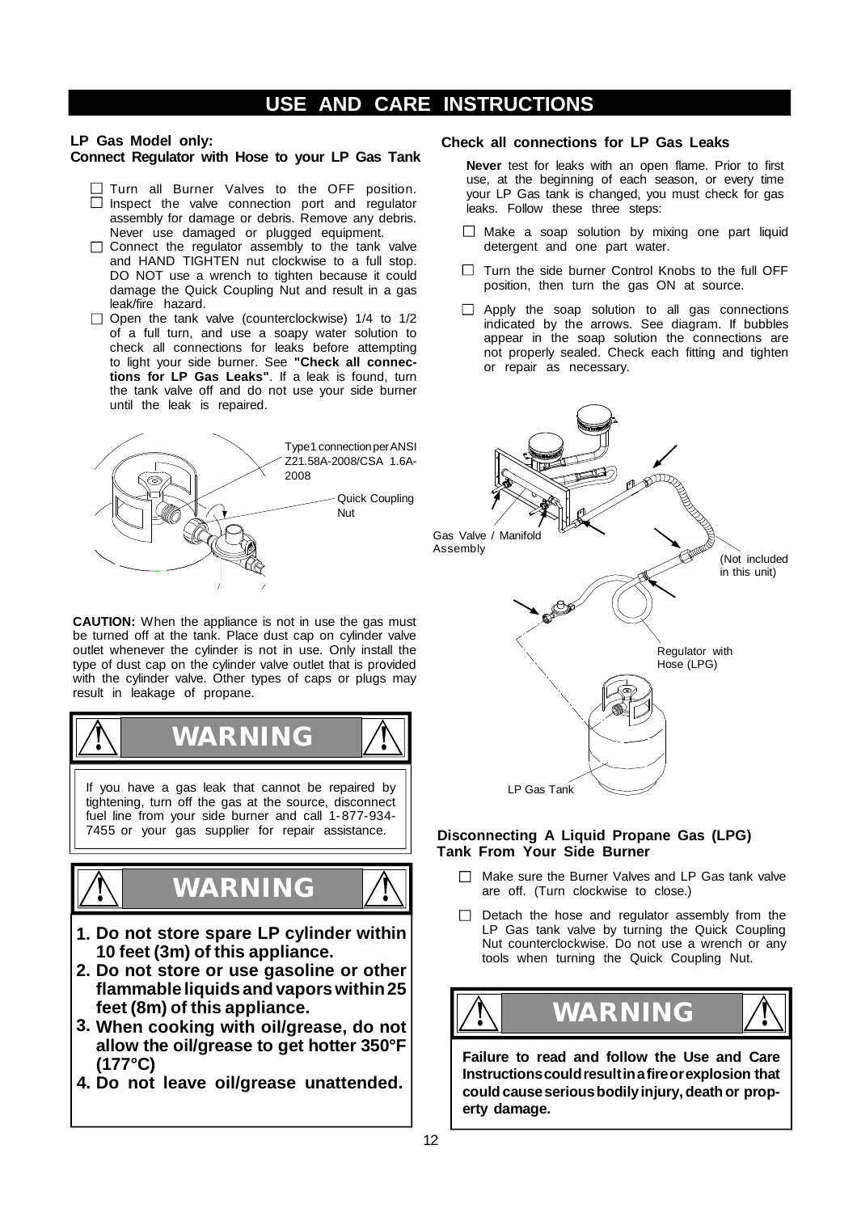# USE AND CARE INSTRUCTIONS

**LP Gas Model only:**
**Connect Regulator with Hose to your LP Gas Tank**

- ☐ Turn all Burner Valves to the OFF position.
- ☐ Inspect the valve connection port and regulator assembly for damage or debris. Remove any debris. Never use damaged or plugged equipment.
- ☐ Connect the regulator assembly to the tank valve and HAND TIGHTEN nut clockwise to a full stop. DO NOT use a wrench to tighten because it could damage the Quick Coupling Nut and result in a gas leak/fire hazard.
- ☐ Open the tank valve (counterclockwise) 1/4 to 1/2 of a full turn, and use a soapy water solution to check all connections for leaks before attempting to light your side burner. See **"Check all connections for LP Gas Leaks"**. If a leak is found, turn the tank valve off and do not use your side burner until the leak is repaired.

Type 1 connection per ANSI Z21.58A-2008/CSA 1.6A-2008

Quick Coupling Nut

**CAUTION:** When the appliance is not in use the gas must be turned off at the tank. Place dust cap on cylinder valve outlet whenever the cylinder is not in use. Only install the type of dust cap on the cylinder valve outlet that is provided with the cylinder valve. Other types of caps or plugs may result in leakage of propane.

## ⚠ WARNING ⚠

If you have a gas leak that cannot be repaired by tightening, turn off the gas at the source, disconnect fuel line from your side burner and call 1-877-934-7455 or your gas supplier for repair assistance.

## ⚠ WARNING ⚠

1. **Do not store spare LP cylinder within 10 feet (3m) of this appliance.**
2. **Do not store or use gasoline or other flammable liquids and vapors within 25 feet (8m) of this appliance.**
3. **When cooking with oil/grease, do not allow the oil/grease to get hotter 350°F (177°C)**
4. **Do not leave oil/grease unattended.**

**Check all connections for LP Gas Leaks**

**Never** test for leaks with an open flame. Prior to first use, at the beginning of each season, or every time your LP Gas tank is changed, you must check for gas leaks. Follow these three steps:

- ☐ Make a soap solution by mixing one part liquid detergent and one part water.
- ☐ Turn the side burner Control Knobs to the full OFF position, then turn the gas ON at source.
- ☐ Apply the soap solution to all gas connections indicated by the arrows. See diagram. If bubbles appear in the soap solution the connections are not properly sealed. Check each fitting and tighten or repair as necessary.

Gas Valve / Manifold Assembly

(Not included in this unit)

Regulator with Hose (LPG)

LP Gas Tank

**Disconnecting A Liquid Propane Gas (LPG) Tank From Your Side Burner**

- ☐ Make sure the Burner Valves and LP Gas tank valve are off. (Turn clockwise to close.)
- ☐ Detach the hose and regulator assembly from the LP Gas tank valve by turning the Quick Coupling Nut counterclockwise. Do not use a wrench or any tools when turning the Quick Coupling Nut.

## ⚠ WARNING ⚠

**Failure to read and follow the Use and Care Instructions could result in a fire or explosion that could cause serious bodily injury, death or property damage.**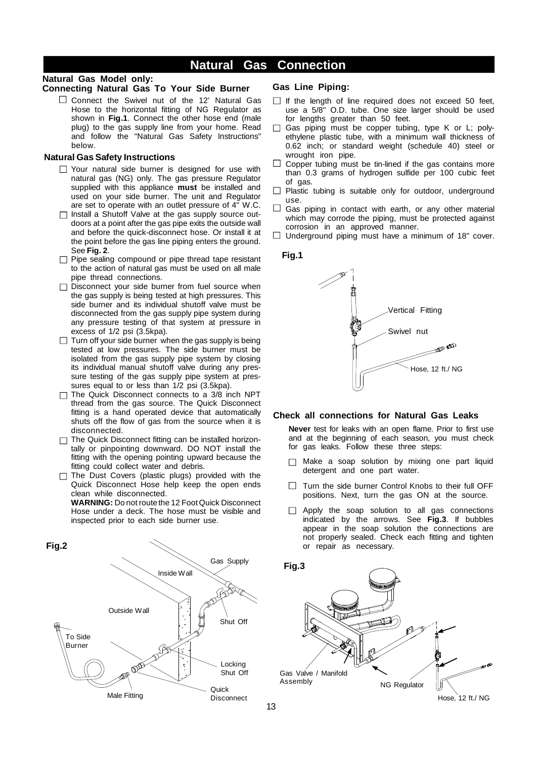# Natural Gas Connection

**Natural Gas Model only:**

## Connecting Natural Gas To Your Side Burner

- ☐ Connect the Swivel nut of the 12' Natural Gas Hose to the horizontal fitting of NG Regulator as shown in **Fig.1**. Connect the other hose end (male plug) to the gas supply line from your home. Read and follow the "Natural Gas Safety Instructions" below.

### Natural Gas Safety Instructions

- ☐ Your natural side burner is designed for use with natural gas (NG) only. The gas pressure Regulator supplied with this appliance **must** be installed and used on your side burner. The unit and Regulator are set to operate with an outlet pressure of 4" W.C.
- ☐ Install a Shutoff Valve at the gas supply source outdoors at a point after the gas pipe exits the outside wall and before the quick-disconnect hose. Or install it at the point before the gas line piping enters the ground. See **Fig. 2**.
- ☐ Pipe sealing compound or pipe thread tape resistant to the action of natural gas must be used on all male pipe thread connections.
- ☐ Disconnect your side burner from fuel source when the gas supply is being tested at high pressures. This side burner and its individual shutoff valve must be disconnected from the gas supply pipe system during any pressure testing of that system at pressure in excess of 1/2 psi (3.5kpa).
- ☐ Turn off your side burner when the gas supply is being tested at low pressures. The side burner must be isolated from the gas supply pipe system by closing its individual manual shutoff valve during any pressure testing of the gas supply pipe system at pressures equal to or less than 1/2 psi (3.5kpa).
- ☐ The Quick Disconnect connects to a 3/8 inch NPT thread from the gas source. The Quick Disconnect fitting is a hand operated device that automatically shuts off the flow of gas from the source when it is disconnected.
- ☐ The Quick Disconnect fitting can be installed horizontally or pinpointing downward. DO NOT install the fitting with the opening pointing upward because the fitting could collect water and debris.
- ☐ The Dust Covers (plastic plugs) provided with the Quick Disconnect Hose help keep the open ends clean while disconnected.
  **WARNING:** Do not route the 12 Foot Quick Disconnect Hose under a deck. The hose must be visible and inspected prior to each side burner use.

**Fig.2**

Gas Supply, Inside Wall, Outside Wall, Shut Off, To Side Burner, Locking Shut Off, Quick Disconnect, Male Fitting

## Gas Line Piping:

- ☐ If the length of line required does not exceed 50 feet, use a 5/8" O.D. tube. One size larger should be used for lengths greater than 50 feet.
- ☐ Gas piping must be copper tubing, type K or L; polyethylene plastic tube, with a minimum wall thickness of 0.62 inch; or standard weight (schedule 40) steel or wrought iron pipe.
- ☐ Copper tubing must be tin-lined if the gas contains more than 0.3 grams of hydrogen sulfide per 100 cubic feet of gas.
- ☐ Plastic tubing is suitable only for outdoor, underground use.
- ☐ Gas piping in contact with earth, or any other material which may corrode the piping, must be protected against corrosion in an approved manner.
- ☐ Underground piping must have a minimum of 18" cover.

**Fig.1**

Vertical Fitting, Swivel nut, Hose, 12 ft./ NG

## Check all connections for Natural Gas Leaks

**Never** test for leaks with an open flame. Prior to first use and at the beginning of each season, you must check for gas leaks. Follow these three steps:

- ☐ Make a soap solution by mixing one part liquid detergent and one part water.
- ☐ Turn the side burner Control Knobs to their full OFF positions. Next, turn the gas ON at the source.
- ☐ Apply the soap solution to all gas connections indicated by the arrows. See **Fig.3**. If bubbles appear in the soap solution the connections are not properly sealed. Check each fitting and tighten or repair as necessary.

**Fig.3**

Gas Valve / Manifold Assembly, NG Regulator, Hose, 12 ft./ NG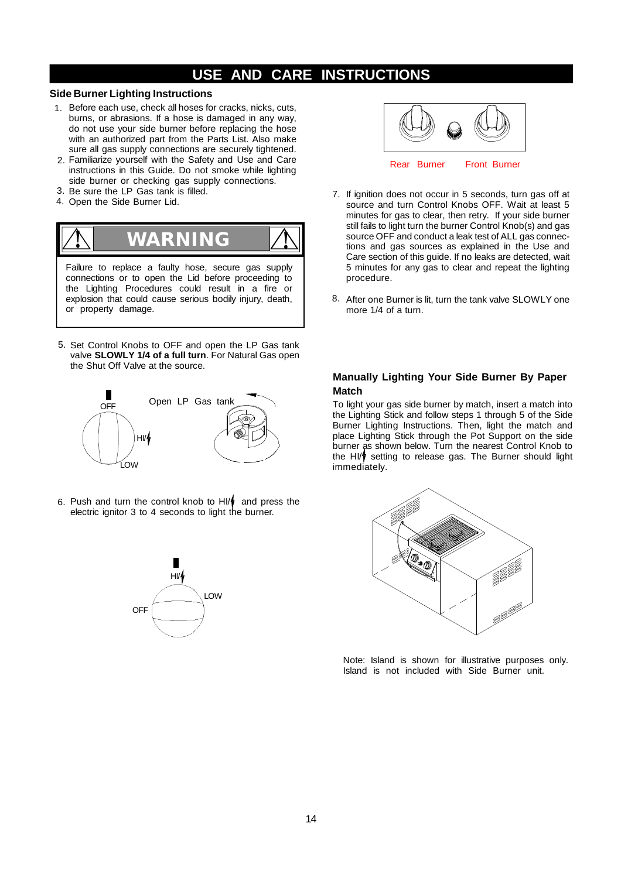# USE AND CARE INSTRUCTIONS

### Side Burner Lighting Instructions

1. Before each use, check all hoses for cracks, nicks, cuts, burns, or abrasions. If a hose is damaged in any way, do not use your side burner before replacing the hose with an authorized part from the Parts List. Also make sure all gas supply connections are securely tightened.
2. Familiarize yourself with the Safety and Use and Care instructions in this Guide. Do not smoke while lighting side burner or checking gas supply connections.
3. Be sure the LP Gas tank is filled.
4. Open the Side Burner Lid.

> **WARNING**
>
> Failure to replace a faulty hose, secure gas supply connections or to open the Lid before proceeding to the Lighting Procedures could result in a fire or explosion that could cause serious bodily injury, death, or property damage.

5. Set Control Knobs to OFF and open the LP Gas tank valve **SLOWLY 1/4 of a full turn**. For Natural Gas open the Shut Off Valve at the source.

OFF HI/ LOW Open LP Gas tank

6. Push and turn the control knob to HI/ and press the electric ignitor 3 to 4 seconds to light the burner.

HI/ LOW OFF

Rear Burner Front Burner

7. If ignition does not occur in 5 seconds, turn gas off at source and turn Control Knobs OFF. Wait at least 5 minutes for gas to clear, then retry. If your side burner still fails to light turn the burner Control Knob(s) and gas source OFF and conduct a leak test of ALL gas connections and gas sources as explained in the Use and Care section of this guide. If no leaks are detected, wait 5 minutes for any gas to clear and repeat the lighting procedure.
8. After one Burner is lit, turn the tank valve SLOWLY one more 1/4 of a turn.

### Manually Lighting Your Side Burner By Paper Match

To light your gas side burner by match, insert a match into the Lighting Stick and follow steps 1 through 5 of the Side Burner Lighting Instructions. Then, light the match and place Lighting Stick through the Pot Support on the side burner as shown below. Turn the nearest Control Knob to the HI/ setting to release gas. The Burner should light immediately.

Note: Island is shown for illustrative purposes only. Island is not included with Side Burner unit.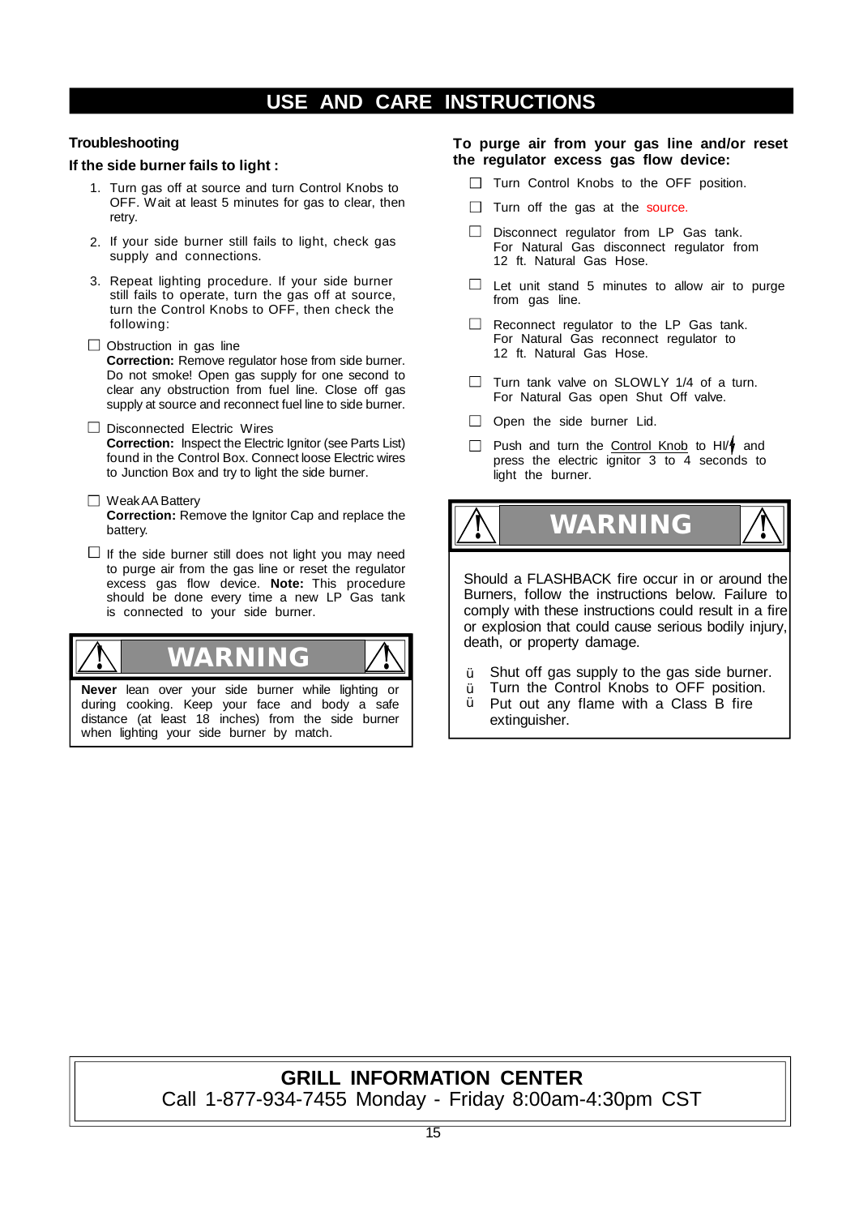# USE AND CARE INSTRUCTIONS

## Troubleshooting

### If the side burner fails to light :

1. Turn gas off at source and turn Control Knobs to OFF. Wait at least 5 minutes for gas to clear, then retry.
2. If your side burner still fails to light, check gas supply and connections.
3. Repeat lighting procedure. If your side burner still fails to operate, turn the gas off at source, turn the Control Knobs to OFF, then check the following:

- ☐ Obstruction in gas line
  **Correction:** Remove regulator hose from side burner. Do not smoke! Open gas supply for one second to clear any obstruction from fuel line. Close off gas supply at source and reconnect fuel line to side burner.
- ☐ Disconnected Electric Wires
  **Correction:** Inspect the Electric Ignitor (see Parts List) found in the Control Box. Connect loose Electric wires to Junction Box and try to light the side burner.
- ☐ Weak AA Battery
  **Correction:** Remove the Ignitor Cap and replace the battery.
- ☐ If the side burner still does not light you may need to purge air from the gas line or reset the regulator excess gas flow device. **Note:** This procedure should be done every time a new LP Gas tank is connected to your side burner.

**WARNING**

**Never** lean over your side burner while lighting or during cooking. Keep your face and body a safe distance (at least 18 inches) from the side burner when lighting your side burner by match.

### To purge air from your gas line and/or reset the regulator excess gas flow device:

- ☐ Turn Control Knobs to the OFF position.
- ☐ Turn off the gas at the source.
- ☐ Disconnect regulator from LP Gas tank. For Natural Gas disconnect regulator from 12 ft. Natural Gas Hose.
- ☐ Let unit stand 5 minutes to allow air to purge from gas line.
- ☐ Reconnect regulator to the LP Gas tank. For Natural Gas reconnect regulator to 12 ft. Natural Gas Hose.
- ☐ Turn tank valve on SLOWLY 1/4 of a turn. For Natural Gas open Shut Off valve.
- ☐ Open the side burner Lid.
- ☐ Push and turn the Control Knob to HI/⚡ and press the electric ignitor 3 to 4 seconds to light the burner.

**WARNING**

Should a FLASHBACK fire occur in or around the Burners, follow the instructions below. Failure to comply with these instructions could result in a fire or explosion that could cause serious bodily injury, death, or property damage.

- Shut off gas supply to the gas side burner.
- Turn the Control Knobs to OFF position.
- Put out any flame with a Class B fire extinguisher.

**GRILL INFORMATION CENTER**
Call 1-877-934-7455 Monday - Friday 8:00am-4:30pm CST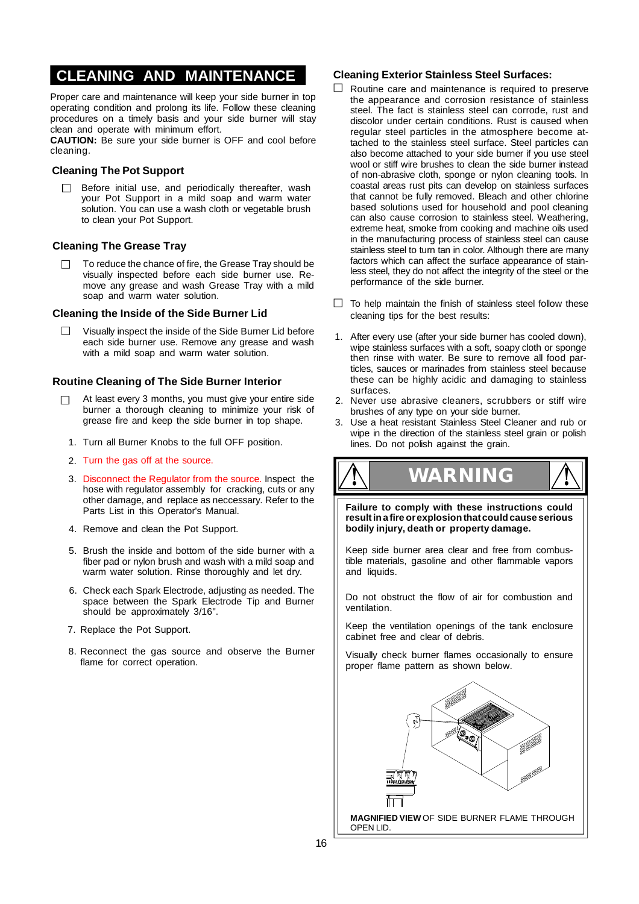# CLEANING AND MAINTENANCE

Proper care and maintenance will keep your side burner in top operating condition and prolong its life. Follow these cleaning procedures on a timely basis and your side burner will stay clean and operate with minimum effort.

**CAUTION:** Be sure your side burner is OFF and cool before cleaning.

## Cleaning The Pot Support

☐ Before initial use, and periodically thereafter, wash your Pot Support in a mild soap and warm water solution. You can use a wash cloth or vegetable brush to clean your Pot Support.

## Cleaning The Grease Tray

☐ To reduce the chance of fire, the Grease Tray should be visually inspected before each side burner use. Remove any grease and wash Grease Tray with a mild soap and warm water solution.

## Cleaning the Inside of the Side Burner Lid

☐ Visually inspect the inside of the Side Burner Lid before each side burner use. Remove any grease and wash with a mild soap and warm water solution.

## Routine Cleaning of The Side Burner Interior

☐ At least every 3 months, you must give your entire side burner a thorough cleaning to minimize your risk of grease fire and keep the side burner in top shape.

1. Turn all Burner Knobs to the full OFF position.
2. Turn the gas off at the source.
3. Disconnect the Regulator from the source. Inspect the hose with regulator assembly for cracking, cuts or any other damage, and replace as neccessary. Refer to the Parts List in this Operator's Manual.
4. Remove and clean the Pot Support.
5. Brush the inside and bottom of the side burner with a fiber pad or nylon brush and wash with a mild soap and warm water solution. Rinse thoroughly and let dry.
6. Check each Spark Electrode, adjusting as needed. The space between the Spark Electrode Tip and Burner should be approximately 3/16".
7. Replace the Pot Support.
8. Reconnect the gas source and observe the Burner flame for correct operation.

## Cleaning Exterior Stainless Steel Surfaces:

☐ Routine care and maintenance is required to preserve the appearance and corrosion resistance of stainless steel. The fact is stainless steel can corrode, rust and discolor under certain conditions. Rust is caused when regular steel particles in the atmosphere become attached to the stainless steel surface. Steel particles can also become attached to your side burner if you use steel wool or stiff wire brushes to clean the side burner instead of non-abrasive cloth, sponge or nylon cleaning tools. In coastal areas rust pits can develop on stainless surfaces that cannot be fully removed. Bleach and other chlorine based solutions used for household and pool cleaning can also cause corrosion to stainless steel. Weathering, extreme heat, smoke from cooking and machine oils used in the manufacturing process of stainless steel can cause stainless steel to turn tan in color. Although there are many factors which can affect the surface appearance of stainless steel, they do not affect the integrity of the steel or the performance of the side burner.

☐ To help maintain the finish of stainless steel follow these cleaning tips for the best results:

1. After every use (after your side burner has cooled down), wipe stainless surfaces with a soft, soapy cloth or sponge then rinse with water. Be sure to remove all food particles, sauces or marinades from stainless steel because these can be highly acidic and damaging to stainless surfaces.
2. Never use abrasive cleaners, scrubbers or stiff wire brushes of any type on your side burner.
3. Use a heat resistant Stainless Steel Cleaner and rub or wipe in the direction of the stainless steel grain or polish lines. Do not polish against the grain.

## ⚠ WARNING ⚠

**Failure to comply with these instructions could result in a fire or explosion that could cause serious bodily injury, death or property damage.**

Keep side burner area clear and free from combustible materials, gasoline and other flammable vapors and liquids.

Do not obstruct the flow of air for combustion and ventilation.

Keep the ventilation openings of the tank enclosure cabinet free and clear of debris.

Visually check burner flames occasionally to ensure proper flame pattern as shown below.

**MAGNIFIED VIEW** OF SIDE BURNER FLAME THROUGH OPEN LID.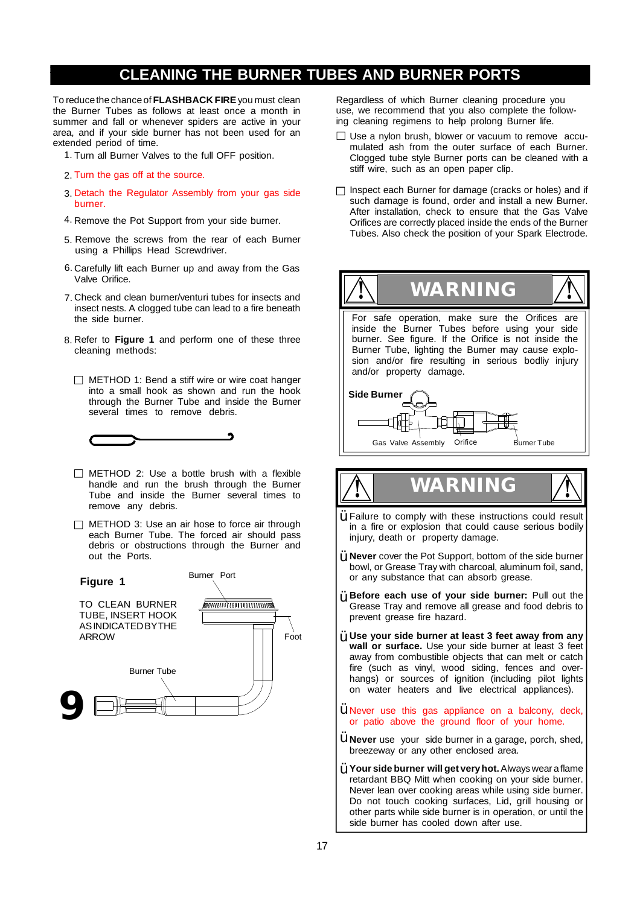# CLEANING THE BURNER TUBES AND BURNER PORTS

To reduce the chance of **FLASHBACK FIRE** you must clean the Burner Tubes as follows at least once a month in summer and fall or whenever spiders are active in your area, and if your side burner has not been used for an extended period of time.

1. Turn all Burner Valves to the full OFF position.
2. Turn the gas off at the source.
3. Detach the Regulator Assembly from your gas side burner.
4. Remove the Pot Support from your side burner.
5. Remove the screws from the rear of each Burner using a Phillips Head Screwdriver.
6. Carefully lift each Burner up and away from the Gas Valve Orifice.
7. Check and clean burner/venturi tubes for insects and insect nests. A clogged tube can lead to a fire beneath the side burner.
8. Refer to **Figure 1** and perform one of these three cleaning methods:

- ☐ METHOD 1: Bend a stiff wire or wire coat hanger into a small hook as shown and run the hook through the Burner Tube and inside the Burner several times to remove debris.
- ☐ METHOD 2: Use a bottle brush with a flexible handle and run the brush through the Burner Tube and inside the Burner several times to remove any debris.
- ☐ METHOD 3: Use an air hose to force air through each Burner Tube. The forced air should pass debris or obstructions through the Burner and out the Ports.

**Figure 1**

TO CLEAN BURNER TUBE, INSERT HOOK AS INDICATED BY THE ARROW

Burner Port

Foot

Burner Tube

Regardless of which Burner cleaning procedure you use, we recommend that you also complete the following cleaning regimens to help prolong Burner life.

- ☐ Use a nylon brush, blower or vacuum to remove accumulated ash from the outer surface of each Burner. Clogged tube style Burner ports can be cleaned with a stiff wire, such as an open paper clip.
- ☐ Inspect each Burner for damage (cracks or holes) and if such damage is found, order and install a new Burner. After installation, check to ensure that the Gas Valve Orifices are correctly placed inside the ends of the Burner Tubes. Also check the position of your Spark Electrode.

## WARNING

For safe operation, make sure the Orifices are inside the Burner Tubes before using your side burner. See figure. If the Orifice is not inside the Burner Tube, lighting the Burner may cause explosion and/or fire resulting in serious bodliy injury and/or property damage.

**Side Burner**

Gas Valve Assembly — Orifice — Burner Tube

## WARNING

- Failure to comply with these instructions could result in a fire or explosion that could cause serious bodily injury, death or property damage.
- **Never** cover the Pot Support, bottom of the side burner bowl, or Grease Tray with charcoal, aluminum foil, sand, or any substance that can absorb grease.
- **Before each use of your side burner:** Pull out the Grease Tray and remove all grease and food debris to prevent grease fire hazard.
- **Use your side burner at least 3 feet away from any wall or surface.** Use your side burner at least 3 feet away from combustible objects that can melt or catch fire (such as vinyl, wood siding, fences and overhangs) or sources of ignition (including pilot lights on water heaters and live electrical appliances).
- Never use this gas appliance on a balcony, deck, or patio above the ground floor of your home.
- **Never** use your side burner in a garage, porch, shed, breezeway or any other enclosed area.
- **Your side burner will get very hot.** Always wear a flame retardant BBQ Mitt when cooking on your side burner. Never lean over cooking areas while using side burner. Do not touch cooking surfaces, Lid, grill housing or other parts while side burner is in operation, or until the side burner has cooled down after use.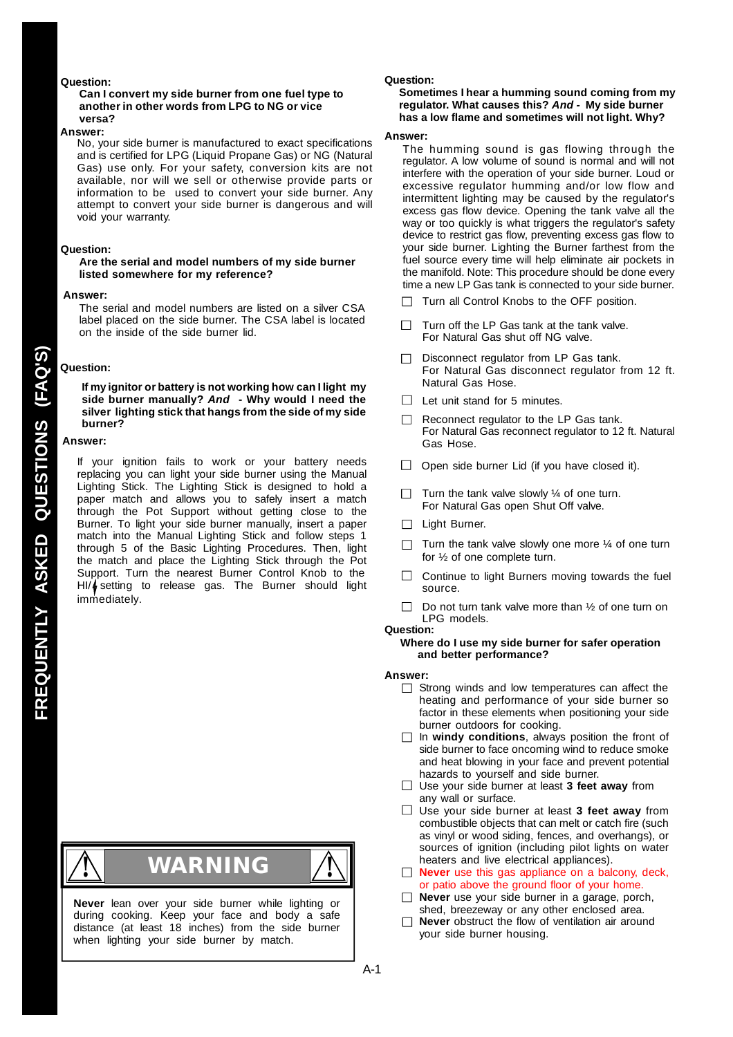# FREQUENTLY ASKED QUESTIONS (FAQ'S)

**Question:**

**Can I convert my side burner from one fuel type to another in other words from LPG to NG or vice versa?**

**Answer:**

No, your side burner is manufactured to exact specifications and is certified for LPG (Liquid Propane Gas) or NG (Natural Gas) use only. For your safety, conversion kits are not available, nor will we sell or otherwise provide parts or information to be used to convert your side burner. Any attempt to convert your side burner is dangerous and will void your warranty.

**Question:**

**Are the serial and model numbers of my side burner listed somewhere for my reference?**

**Answer:**

The serial and model numbers are listed on a silver CSA label placed on the side burner. The CSA label is located on the inside of the side burner lid.

**Question:**

**If my ignitor or battery is not working how can I light my side burner manually? *And* - Why would I need the silver lighting stick that hangs from the side of my side burner?**

**Answer:**

If your ignition fails to work or your battery needs replacing you can light your side burner using the Manual Lighting Stick. The Lighting Stick is designed to hold a paper match and allows you to safely insert a match through the Pot Support without getting close to the Burner. To light your side burner manually, insert a paper match into the Manual Lighting Stick and follow steps 1 through 5 of the Basic Lighting Procedures. Then, light the match and place the Lighting Stick through the Pot Support. Turn the nearest Burner Control Knob to the HI/⚡ setting to release gas. The Burner should light immediately.

## ⚠ WARNING ⚠

**Never** lean over your side burner while lighting or during cooking. Keep your face and body a safe distance (at least 18 inches) from the side burner when lighting your side burner by match.

**Question:**

**Sometimes I hear a humming sound coming from my regulator. What causes this? *And* - My side burner has a low flame and sometimes will not light. Why?**

**Answer:**

The humming sound is gas flowing through the regulator. A low volume of sound is normal and will not interfere with the operation of your side burner. Loud or excessive regulator humming and/or low flow and intermittent lighting may be caused by the regulator's excess gas flow device. Opening the tank valve all the way or too quickly is what triggers the regulator's safety device to restrict gas flow, preventing excess gas flow to your side burner. Lighting the Burner farthest from the fuel source every time will help eliminate air pockets in the manifold. Note: This procedure should be done every time a new LP Gas tank is connected to your side burner.

- ☐ Turn all Control Knobs to the OFF position.
- ☐ Turn off the LP Gas tank at the tank valve. For Natural Gas shut off NG valve.
- ☐ Disconnect regulator from LP Gas tank. For Natural Gas disconnect regulator from 12 ft. Natural Gas Hose.
- ☐ Let unit stand for 5 minutes.
- ☐ Reconnect regulator to the LP Gas tank. For Natural Gas reconnect regulator to 12 ft. Natural Gas Hose.
- ☐ Open side burner Lid (if you have closed it).
- ☐ Turn the tank valve slowly ¼ of one turn. For Natural Gas open Shut Off valve.
- ☐ Light Burner.
- ☐ Turn the tank valve slowly one more ¼ of one turn for ½ of one complete turn.
- ☐ Continue to light Burners moving towards the fuel source.
- ☐ Do not turn tank valve more than ½ of one turn on LPG models.

**Question:**

**Where do I use my side burner for safer operation and better performance?**

**Answer:**

- ☐ Strong winds and low temperatures can affect the heating and performance of your side burner so factor in these elements when positioning your side burner outdoors for cooking.
- ☐ In **windy conditions**, always position the front of side burner to face oncoming wind to reduce smoke and heat blowing in your face and prevent potential hazards to yourself and side burner.
- ☐ Use your side burner at least **3 feet away** from any wall or surface.
- ☐ Use your side burner at least **3 feet away** from combustible objects that can melt or catch fire (such as vinyl or wood siding, fences, and overhangs), or sources of ignition (including pilot lights on water heaters and live electrical appliances).
- ☐ **Never** use this gas appliance on a balcony, deck, or patio above the ground floor of your home.
- ☐ **Never** use your side burner in a garage, porch, shed, breezeway or any other enclosed area.
- ☐ **Never** obstruct the flow of ventilation air around your side burner housing.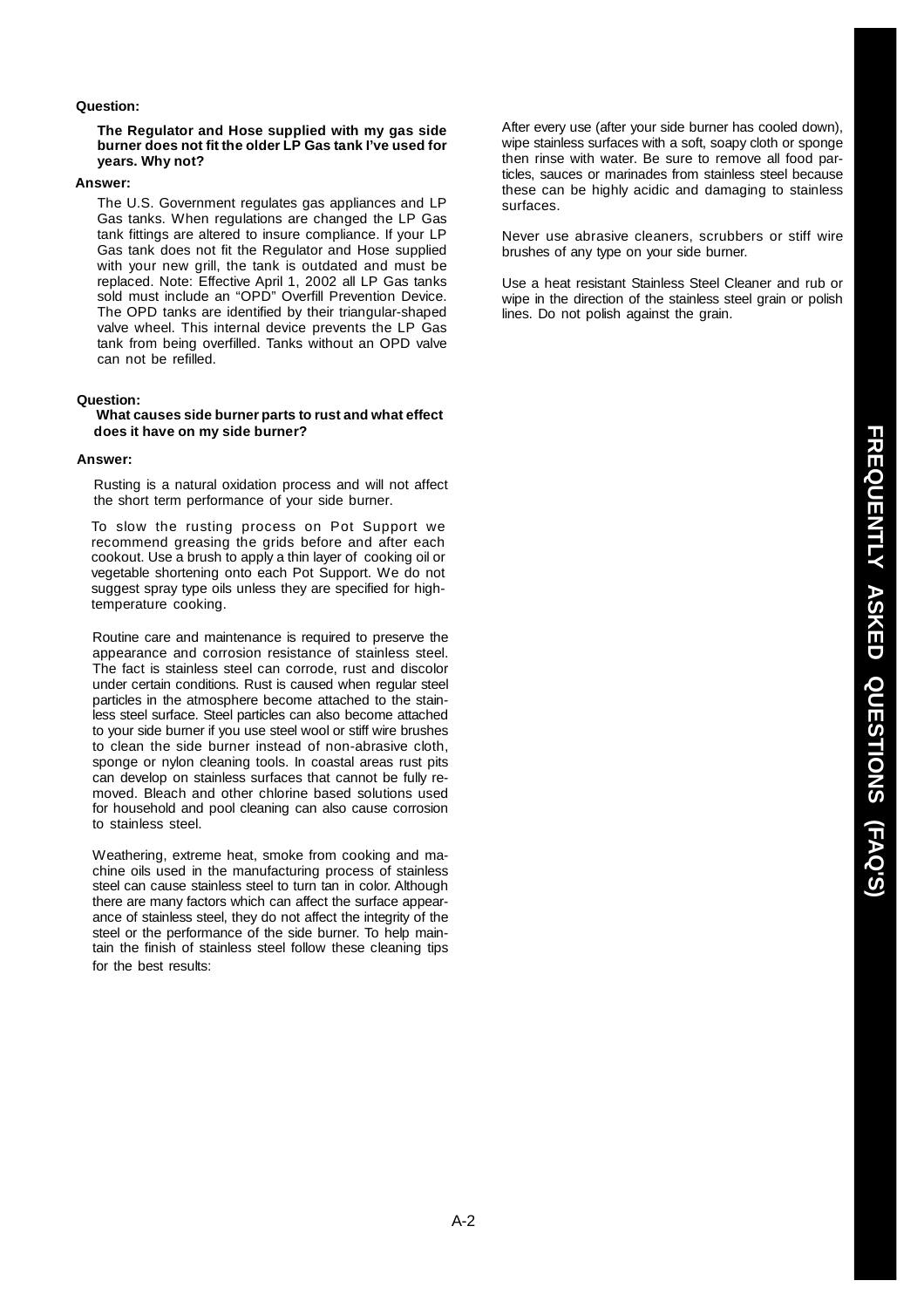**Question:**

**The Regulator and Hose supplied with my gas side burner does not fit the older LP Gas tank I've used for years. Why not?**

**Answer:**

The U.S. Government regulates gas appliances and LP Gas tanks. When regulations are changed the LP Gas tank fittings are altered to insure compliance. If your LP Gas tank does not fit the Regulator and Hose supplied with your new grill, the tank is outdated and must be replaced. Note: Effective April 1, 2002 all LP Gas tanks sold must include an "OPD" Overfill Prevention Device. The OPD tanks are identified by their triangular-shaped valve wheel. This internal device prevents the LP Gas tank from being overfilled. Tanks without an OPD valve can not be refilled.

**Question:**

**What causes side burner parts to rust and what effect does it have on my side burner?**

**Answer:**

Rusting is a natural oxidation process and will not affect the short term performance of your side burner.

To slow the rusting process on Pot Support we recommend greasing the grids before and after each cookout. Use a brush to apply a thin layer of cooking oil or vegetable shortening onto each Pot Support. We do not suggest spray type oils unless they are specified for high-temperature cooking.

Routine care and maintenance is required to preserve the appearance and corrosion resistance of stainless steel. The fact is stainless steel can corrode, rust and discolor under certain conditions. Rust is caused when regular steel particles in the atmosphere become attached to the stainless steel surface. Steel particles can also become attached to your side burner if you use steel wool or stiff wire brushes to clean the side burner instead of non-abrasive cloth, sponge or nylon cleaning tools. In coastal areas rust pits can develop on stainless surfaces that cannot be fully removed. Bleach and other chlorine based solutions used for household and pool cleaning can also cause corrosion to stainless steel.

Weathering, extreme heat, smoke from cooking and machine oils used in the manufacturing process of stainless steel can cause stainless steel to turn tan in color. Although there are many factors which can affect the surface appearance of stainless steel, they do not affect the integrity of the steel or the performance of the side burner. To help maintain the finish of stainless steel follow these cleaning tips for the best results:

After every use (after your side burner has cooled down), wipe stainless surfaces with a soft, soapy cloth or sponge then rinse with water. Be sure to remove all food particles, sauces or marinades from stainless steel because these can be highly acidic and damaging to stainless surfaces.

Never use abrasive cleaners, scrubbers or stiff wire brushes of any type on your side burner.

Use a heat resistant Stainless Steel Cleaner and rub or wipe in the direction of the stainless steel grain or polish lines. Do not polish against the grain.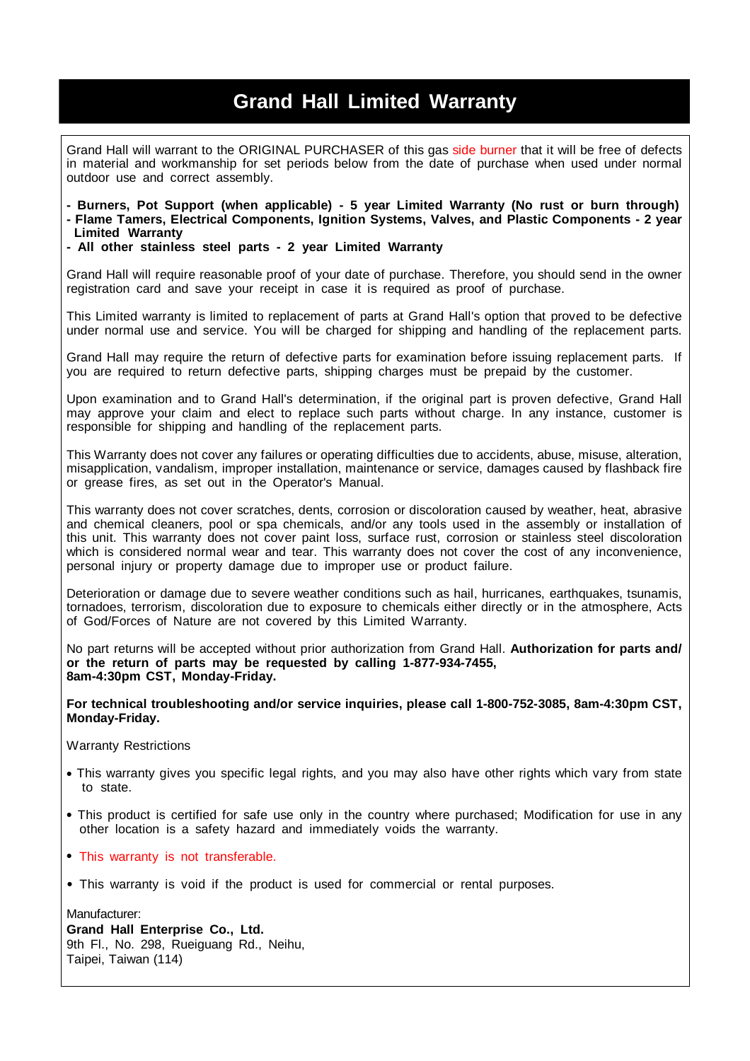# Grand Hall Limited Warranty

Grand Hall will warrant to the ORIGINAL PURCHASER of this gas side burner that it will be free of defects in material and workmanship for set periods below from the date of purchase when used under normal outdoor use and correct assembly.

**- Burners, Pot Support (when applicable) - 5 year Limited Warranty (No rust or burn through)**
**- Flame Tamers, Electrical Components, Ignition Systems, Valves, and Plastic Components - 2 year Limited Warranty**
**- All other stainless steel parts - 2 year Limited Warranty**

Grand Hall will require reasonable proof of your date of purchase. Therefore, you should send in the owner registration card and save your receipt in case it is required as proof of purchase.

This Limited warranty is limited to replacement of parts at Grand Hall's option that proved to be defective under normal use and service. You will be charged for shipping and handling of the replacement parts.

Grand Hall may require the return of defective parts for examination before issuing replacement parts. If you are required to return defective parts, shipping charges must be prepaid by the customer.

Upon examination and to Grand Hall's determination, if the original part is proven defective, Grand Hall may approve your claim and elect to replace such parts without charge. In any instance, customer is responsible for shipping and handling of the replacement parts.

This Warranty does not cover any failures or operating difficulties due to accidents, abuse, misuse, alteration, misapplication, vandalism, improper installation, maintenance or service, damages caused by flashback fire or grease fires, as set out in the Operator's Manual.

This warranty does not cover scratches, dents, corrosion or discoloration caused by weather, heat, abrasive and chemical cleaners, pool or spa chemicals, and/or any tools used in the assembly or installation of this unit. This warranty does not cover paint loss, surface rust, corrosion or stainless steel discoloration which is considered normal wear and tear. This warranty does not cover the cost of any inconvenience, personal injury or property damage due to improper use or product failure.

Deterioration or damage due to severe weather conditions such as hail, hurricanes, earthquakes, tsunamis, tornadoes, terrorism, discoloration due to exposure to chemicals either directly or in the atmosphere, Acts of God/Forces of Nature are not covered by this Limited Warranty.

No part returns will be accepted without prior authorization from Grand Hall. **Authorization for parts and/ or the return of parts may be requested by calling 1-877-934-7455, 8am-4:30pm CST, Monday-Friday.**

**For technical troubleshooting and/or service inquiries, please call 1-800-752-3085, 8am-4:30pm CST, Monday-Friday.**

Warranty Restrictions

- This warranty gives you specific legal rights, and you may also have other rights which vary from state to state.
- This product is certified for safe use only in the country where purchased; Modification for use in any other location is a safety hazard and immediately voids the warranty.
- This warranty is not transferable.
- This warranty is void if the product is used for commercial or rental purposes.

Manufacturer:
**Grand Hall Enterprise Co., Ltd.**
9th Fl., No. 298, Rueiguang Rd., Neihu,
Taipei, Taiwan (114)